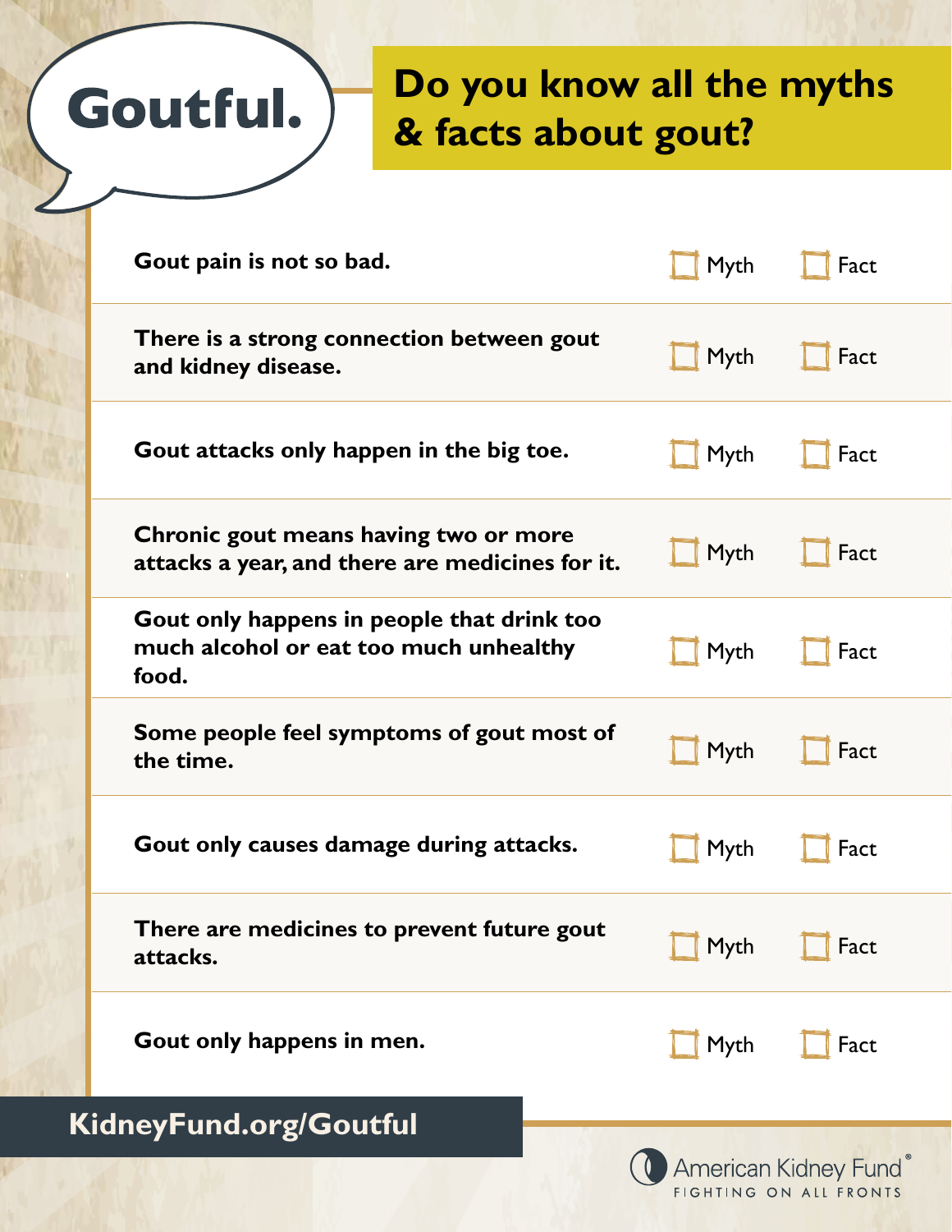# Goutful.

## Do you know all the myths & facts about gout?

| Statement | Myth | Fact |
| --- | --- | --- |
| **Gout pain is not so bad.** | ☐ Myth | ☐ Fact |
| **There is a strong connection between gout and kidney disease.** | ☐ Myth | ☐ Fact |
| **Gout attacks only happen in the big toe.** | ☐ Myth | ☐ Fact |
| **Chronic gout means having two or more attacks a year, and there are medicines for it.** | ☐ Myth | ☐ Fact |
| **Gout only happens in people that drink too much alcohol or eat too much unhealthy food.** | ☐ Myth | ☐ Fact |
| **Some people feel symptoms of gout most of the time.** | ☐ Myth | ☐ Fact |
| **Gout only causes damage during attacks.** | ☐ Myth | ☐ Fact |
| **There are medicines to prevent future gout attacks.** | ☐ Myth | ☐ Fact |
| **Gout only happens in men.** | ☐ Myth | ☐ Fact |

**KidneyFund.org/Goutful**

American Kidney Fund®
FIGHTING ON ALL FRONTS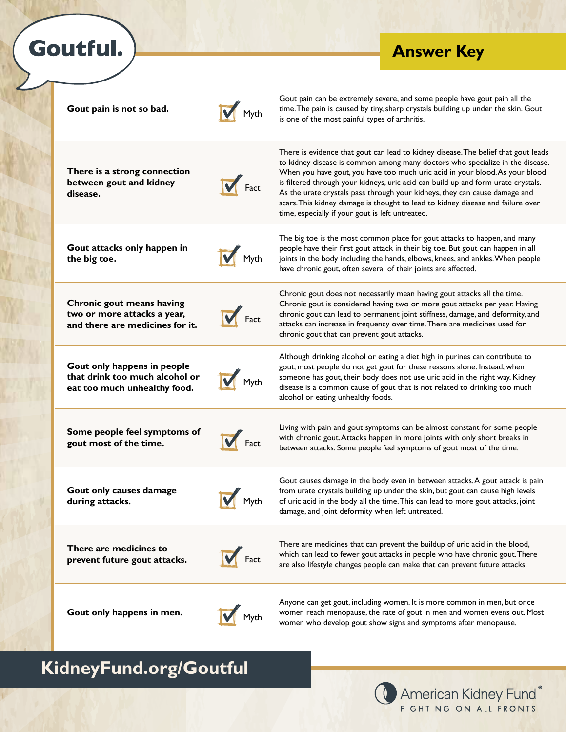# Goutful.

## Answer Key

| | | |
|---|---|---|
| **Gout pain is not so bad.** | Myth | Gout pain can be extremely severe, and some people have gout pain all the time. The pain is caused by tiny, sharp crystals building up under the skin. Gout is one of the most painful types of arthritis. |
| **There is a strong connection between gout and kidney disease.** | Fact | There is evidence that gout can lead to kidney disease. The belief that gout leads to kidney disease is common among many doctors who specialize in the disease. When you have gout, you have too much uric acid in your blood. As your blood is filtered through your kidneys, uric acid can build up and form urate crystals. As the urate crystals pass through your kidneys, they can cause damage and scars. This kidney damage is thought to lead to kidney disease and failure over time, especially if your gout is left untreated. |
| **Gout attacks only happen in the big toe.** | Myth | The big toe is the most common place for gout attacks to happen, and many people have their first gout attack in their big toe. But gout can happen in all joints in the body including the hands, elbows, knees, and ankles. When people have chronic gout, often several of their joints are affected. |
| **Chronic gout means having two or more attacks a year, and there are medicines for it.** | Fact | Chronic gout does not necessarily mean having gout attacks all the time. Chronic gout is considered having two or more gout attacks per year. Having chronic gout can lead to permanent joint stiffness, damage, and deformity, and attacks can increase in frequency over time. There are medicines used for chronic gout that can prevent gout attacks. |
| **Gout only happens in people that drink too much alcohol or eat too much unhealthy food.** | Myth | Although drinking alcohol or eating a diet high in purines can contribute to gout, most people do not get gout for these reasons alone. Instead, when someone has gout, their body does not use uric acid in the right way. Kidney disease is a common cause of gout that is not related to drinking too much alcohol or eating unhealthy foods. |
| **Some people feel symptoms of gout most of the time.** | Fact | Living with pain and gout symptoms can be almost constant for some people with chronic gout. Attacks happen in more joints with only short breaks in between attacks. Some people feel symptoms of gout most of the time. |
| **Gout only causes damage during attacks.** | Myth | Gout causes damage in the body even in between attacks. A gout attack is pain from urate crystals building up under the skin, but gout can cause high levels of uric acid in the body all the time. This can lead to more gout attacks, joint damage, and joint deformity when left untreated. |
| **There are medicines to prevent future gout attacks.** | Fact | There are medicines that can prevent the buildup of uric acid in the blood, which can lead to fewer gout attacks in people who have chronic gout. There are also lifestyle changes people can make that can prevent future attacks. |
| **Gout only happens in men.** | Myth | Anyone can get gout, including women. It is more common in men, but once women reach menopause, the rate of gout in men and women evens out. Most women who develop gout show signs and symptoms after menopause. |

**KidneyFund.org/Goutful**

American Kidney Fund®
FIGHTING ON ALL FRONTS